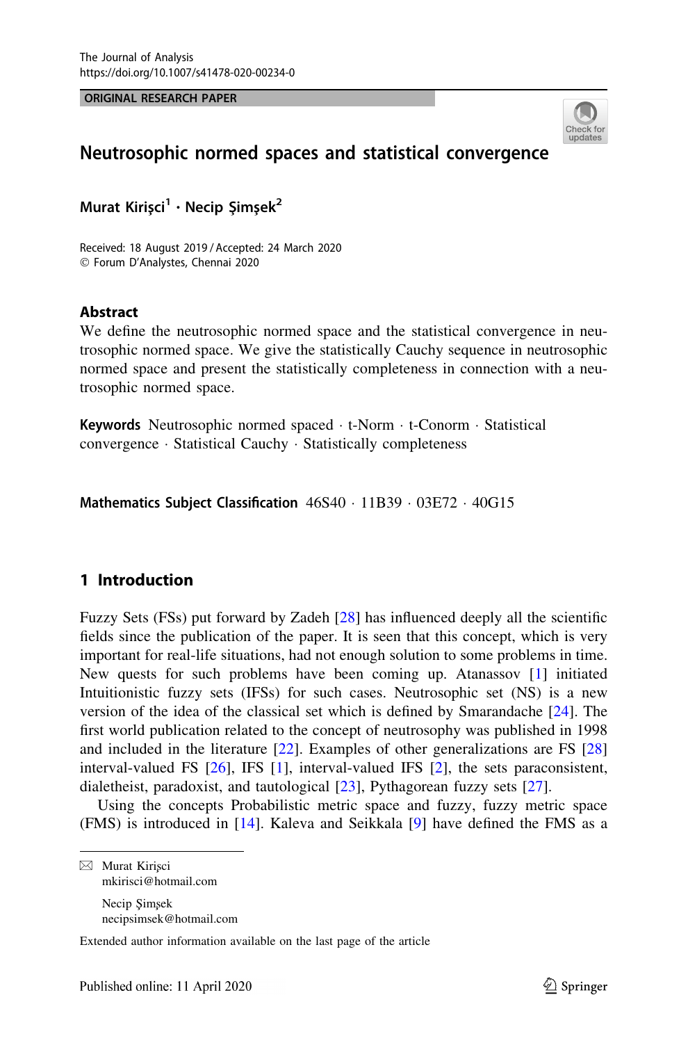The Journal of Analysis
https://doi.org/10.1007/s41478-020-00234-0

ORIGINAL RESEARCH PAPER

# Neutrosophic normed spaces and statistical convergence

**Murat Kirişci[1] · Necip Şimşek[2]**

Received: 18 August 2019 / Accepted: 24 March 2020
© Forum D'Analystes, Chennai 2020

## Abstract

We define the neutrosophic normed space and the statistical convergence in neutrosophic normed space. We give the statistically Cauchy sequence in neutrosophic normed space and present the statistically completeness in connection with a neutrosophic normed space.

**Keywords** Neutrosophic normed spaced · t-Norm · t-Conorm · Statistical convergence · Statistical Cauchy · Statistically completeness

**Mathematics Subject Classification** 46S40 · 11B39 · 03E72 · 40G15

## 1 Introduction

Fuzzy Sets (FSs) put forward by Zadeh [28] has influenced deeply all the scientific fields since the publication of the paper. It is seen that this concept, which is very important for real-life situations, had not enough solution to some problems in time. New quests for such problems have been coming up. Atanassov [1] initiated Intuitionistic fuzzy sets (IFSs) for such cases. Neutrosophic set (NS) is a new version of the idea of the classical set which is defined by Smarandache [24]. The first world publication related to the concept of neutrosophy was published in 1998 and included in the literature [22]. Examples of other generalizations are FS [28] interval-valued FS [26], IFS [1], interval-valued IFS [2], the sets paraconsistent, dialetheist, paradoxist, and tautological [23], Pythagorean fuzzy sets [27].

Using the concepts Probabilistic metric space and fuzzy, fuzzy metric space (FMS) is introduced in [14]. Kaleva and Seikkala [9] have defined the FMS as a

---

✉ Murat Kirişci
mkirisci@hotmail.com

Necip Şimşek
necipsimsek@hotmail.com

Extended author information available on the last page of the article

Published online: 11 April 2020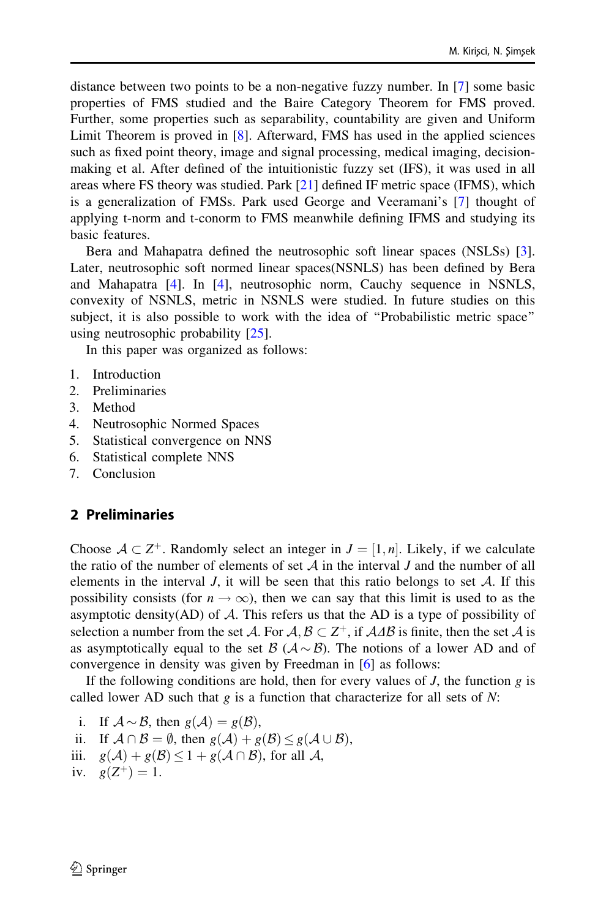distance between two points to be a non-negative fuzzy number. In [7] some basic properties of FMS studied and the Baire Category Theorem for FMS proved. Further, some properties such as separability, countability are given and Uniform Limit Theorem is proved in [8]. Afterward, FMS has used in the applied sciences such as fixed point theory, image and signal processing, medical imaging, decision-making et al. After defined of the intuitionistic fuzzy set (IFS), it was used in all areas where FS theory was studied. Park [21] defined IF metric space (IFMS), which is a generalization of FMSs. Park used George and Veeramani's [7] thought of applying t-norm and t-conorm to FMS meanwhile defining IFMS and studying its basic features.

Bera and Mahapatra defined the neutrosophic soft linear spaces (NSLSs) [3]. Later, neutrosophic soft normed linear spaces(NSNLS) has been defined by Bera and Mahapatra [4]. In [4], neutrosophic norm, Cauchy sequence in NSNLS, convexity of NSNLS, metric in NSNLS were studied. In future studies on this subject, it is also possible to work with the idea of "Probabilistic metric space" using neutrosophic probability [25].

In this paper was organized as follows:

1. Introduction
2. Preliminaries
3. Method
4. Neutrosophic Normed Spaces
5. Statistical convergence on NNS
6. Statistical complete NNS
7. Conclusion

## 2 Preliminaries

Choose $\mathcal{A} \subset Z^{+}$. Randomly select an integer in $J = [1, n]$. Likely, if we calculate the ratio of the number of elements of set $\mathcal{A}$ in the interval $J$ and the number of all elements in the interval $J$, it will be seen that this ratio belongs to set $\mathcal{A}$. If this possibility consists (for $n \to \infty$), then we can say that this limit is used to as the asymptotic density(AD) of $\mathcal{A}$. This refers us that the AD is a type of possibility of selection a number from the set $\mathcal{A}$. For $\mathcal{A}, \mathcal{B} \subset Z^{+}$, if $\mathcal{A} \Delta \mathcal{B}$ is finite, then the set $\mathcal{A}$ is as asymptotically equal to the set $\mathcal{B}$ ($\mathcal{A} \sim \mathcal{B}$). The notions of a lower AD and of convergence in density was given by Freedman in [6] as follows:

If the following conditions are hold, then for every values of $J$, the function $g$ is called lower AD such that $g$ is a function that characterize for all sets of $N$:

i. If $\mathcal{A} \sim \mathcal{B}$, then $g(\mathcal{A}) = g(\mathcal{B})$,
ii. If $\mathcal{A} \cap \mathcal{B} = \emptyset$, then $g(\mathcal{A}) + g(\mathcal{B}) \leq g(\mathcal{A} \cup \mathcal{B})$,
iii. $g(\mathcal{A}) + g(\mathcal{B}) \leq 1 + g(\mathcal{A} \cap \mathcal{B})$, for all $\mathcal{A}$,
iv. $g(Z^{+}) = 1$.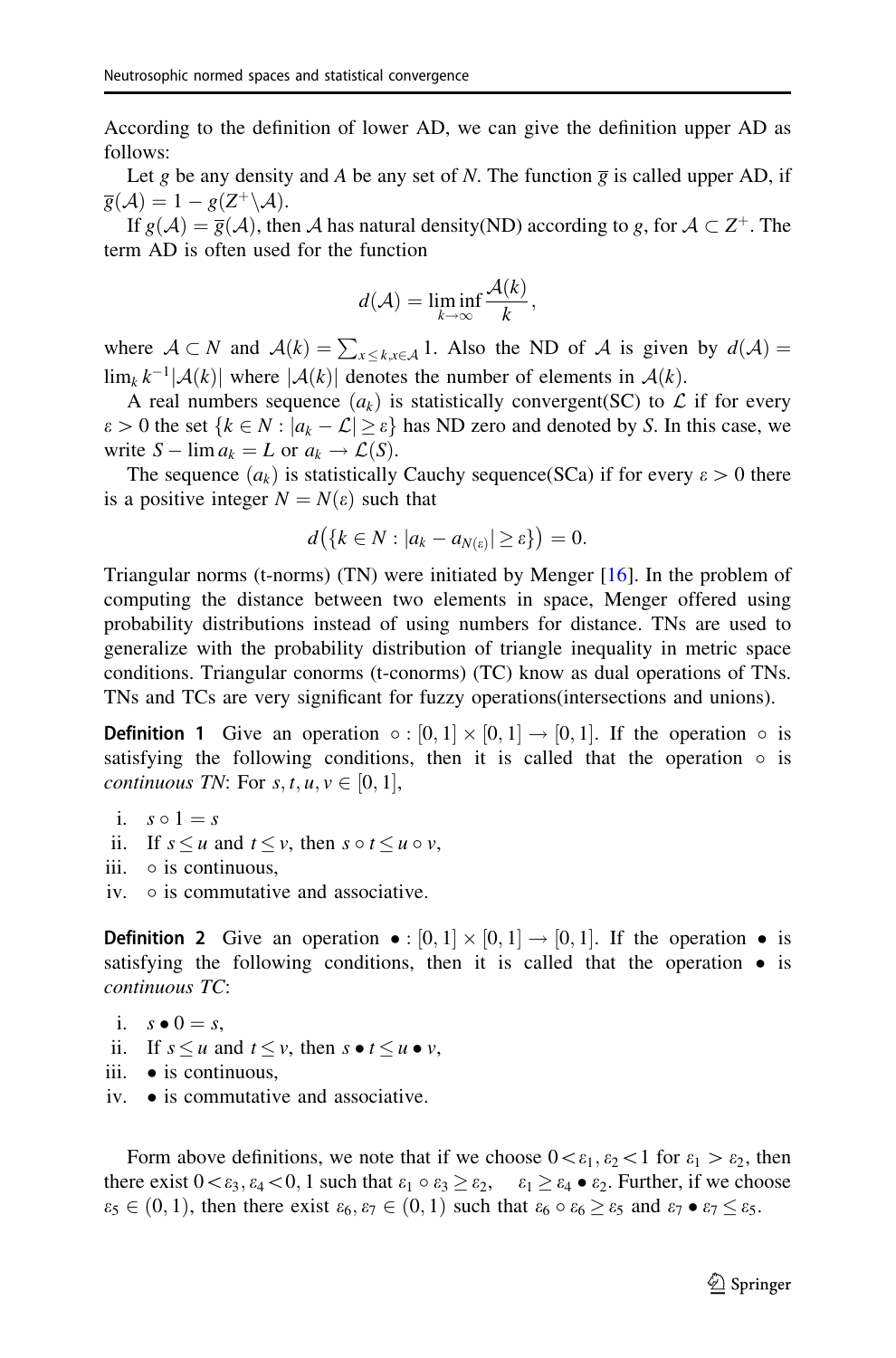According to the definition of lower AD, we can give the definition upper AD as follows:

Let $g$ be any density and $A$ be any set of $N$. The function $\overline{g}$ is called upper AD, if $\overline{g}(\mathcal{A}) = 1 - g(Z^{+} \backslash \mathcal{A})$.

If $g(\mathcal{A}) = \overline{g}(\mathcal{A})$, then $\mathcal{A}$ has natural density(ND) according to $g$, for $\mathcal{A} \subset Z^{+}$. The term AD is often used for the function

$$d(\mathcal{A}) = \liminf_{k \to \infty} \frac{\mathcal{A}(k)}{k},$$

where $\mathcal{A} \subset N$ and $\mathcal{A}(k) = \sum_{x \leq k, x \in \mathcal{A}} 1$. Also the ND of $\mathcal{A}$ is given by $d(\mathcal{A}) = \lim_k k^{-1} |\mathcal{A}(k)|$ where $|\mathcal{A}(k)|$ denotes the number of elements in $\mathcal{A}(k)$.

A real numbers sequence $(a_k)$ is statistically convergent(SC) to $\mathcal{L}$ if for every $\varepsilon > 0$ the set $\{k \in N : |a_k - \mathcal{L}| \geq \varepsilon\}$ has ND zero and denoted by $S$. In this case, we write $S - \lim a_k = L$ or $a_k \to \mathcal{L}(S)$.

The sequence $(a_k)$ is statistically Cauchy sequence(SCa) if for every $\varepsilon > 0$ there is a positive integer $N = N(\varepsilon)$ such that

$$d\left(\{k \in N : |a_k - a_{N(\varepsilon)}| \geq \varepsilon\}\right) = 0.$$

Triangular norms (t-norms) (TN) were initiated by Menger [16]. In the problem of computing the distance between two elements in space, Menger offered using probability distributions instead of using numbers for distance. TNs are used to generalize with the probability distribution of triangle inequality in metric space conditions. Triangular conorms (t-conorms) (TC) know as dual operations of TNs. TNs and TCs are very significant for fuzzy operations(intersections and unions).

**Definition 1** Give an operation $\circ : [0,1] \times [0,1] \to [0,1]$. If the operation $\circ$ is satisfying the following conditions, then it is called that the operation $\circ$ is *continuous TN*: For $s, t, u, v \in [0,1]$,

i. $s \circ 1 = s$
ii. If $s \leq u$ and $t \leq v$, then $s \circ t \leq u \circ v$,
iii. $\circ$ is continuous,
iv. $\circ$ is commutative and associative.

**Definition 2** Give an operation $\bullet : [0,1] \times [0,1] \to [0,1]$. If the operation $\bullet$ is satisfying the following conditions, then it is called that the operation $\bullet$ is *continuous TC*:

i. $s \bullet 0 = s$,
ii. If $s \leq u$ and $t \leq v$, then $s \bullet t \leq u \bullet v$,
iii. $\bullet$ is continuous,
iv. $\bullet$ is commutative and associative.

Form above definitions, we note that if we choose $0 < \varepsilon_1, \varepsilon_2 < 1$ for $\varepsilon_1 > \varepsilon_2$, then there exist $0 < \varepsilon_3, \varepsilon_4 < 0, 1$ such that $\varepsilon_1 \circ \varepsilon_3 \geq \varepsilon_2$, $\quad \varepsilon_1 \geq \varepsilon_4 \bullet \varepsilon_2$. Further, if we choose $\varepsilon_5 \in (0,1)$, then there exist $\varepsilon_6, \varepsilon_7 \in (0,1)$ such that $\varepsilon_6 \circ \varepsilon_6 \geq \varepsilon_5$ and $\varepsilon_7 \bullet \varepsilon_7 \leq \varepsilon_5$.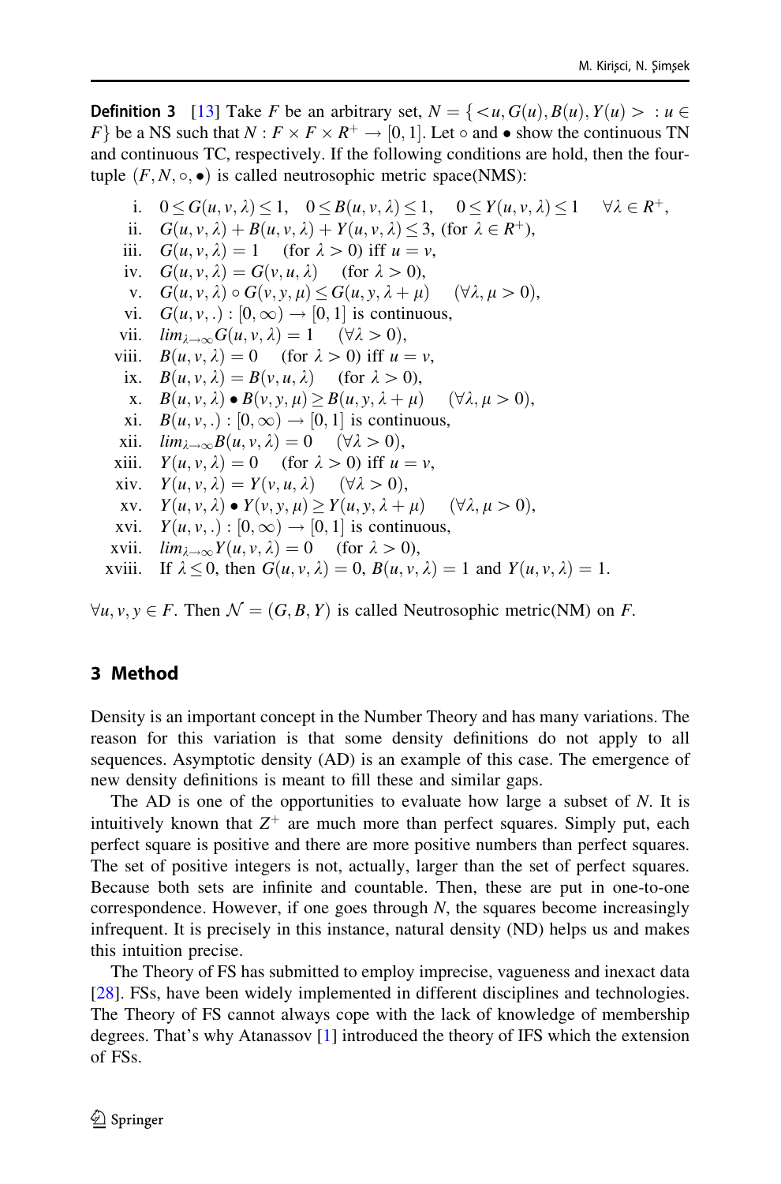**Definition 3** [13] Take $F$ be an arbitrary set, $N = \{<u, G(u), B(u), Y(u)> : u \in F\}$ be a NS such that $N : F \times F \times R^+ \rightarrow [0, 1]$. Let $\circ$ and $\bullet$ show the continuous TN and continuous TC, respectively. If the following conditions are hold, then the four-tuple $(F, N, \circ, \bullet)$ is called neutrosophic metric space(NMS):

i. $0 \leq G(u, v, \lambda) \leq 1, \quad 0 \leq B(u, v, \lambda) \leq 1, \quad 0 \leq Y(u, v, \lambda) \leq 1 \quad \forall \lambda \in R^+,$

ii. $G(u, v, \lambda) + B(u, v, \lambda) + Y(u, v, \lambda) \leq 3$, (for $\lambda \in R^+$),

iii. $G(u, v, \lambda) = 1 \quad$ (for $\lambda > 0$) iff $u = v$,

iv. $G(u, v, \lambda) = G(v, u, \lambda) \quad$ (for $\lambda > 0$),

v. $G(u, v, \lambda) \circ G(v, y, \mu) \leq G(u, y, \lambda + \mu) \quad (\forall \lambda, \mu > 0)$,

vi. $G(u, v, .) : [0, \infty) \rightarrow [0, 1]$ is continuous,

vii. $lim_{\lambda \rightarrow \infty} G(u, v, \lambda) = 1 \quad (\forall \lambda > 0)$,

viii. $B(u, v, \lambda) = 0 \quad$ (for $\lambda > 0$) iff $u = v$,

ix. $B(u, v, \lambda) = B(v, u, \lambda) \quad$ (for $\lambda > 0$),

x. $B(u, v, \lambda) \bullet B(v, y, \mu) \geq B(u, y, \lambda + \mu) \quad (\forall \lambda, \mu > 0)$,

xi. $B(u, v, .) : [0, \infty) \rightarrow [0, 1]$ is continuous,

xii. $lim_{\lambda \rightarrow \infty} B(u, v, \lambda) = 0 \quad (\forall \lambda > 0)$,

xiii. $Y(u, v, \lambda) = 0 \quad$ (for $\lambda > 0$) iff $u = v$,

xiv. $Y(u, v, \lambda) = Y(v, u, \lambda) \quad (\forall \lambda > 0)$,

xv. $Y(u, v, \lambda) \bullet Y(v, y, \mu) \geq Y(u, y, \lambda + \mu) \quad (\forall \lambda, \mu > 0)$,

xvi. $Y(u, v, .) : [0, \infty) \rightarrow [0, 1]$ is continuous,

xvii. $lim_{\lambda \rightarrow \infty} Y(u, v, \lambda) = 0 \quad$ (for $\lambda > 0$),

xviii. If $\lambda \leq 0$, then $G(u, v, \lambda) = 0$, $B(u, v, \lambda) = 1$ and $Y(u, v, \lambda) = 1$.

$\forall u, v, y \in F$. Then $\mathcal{N} = (G, B, Y)$ is called Neutrosophic metric(NM) on $F$.

## 3 Method

Density is an important concept in the Number Theory and has many variations. The reason for this variation is that some density definitions do not apply to all sequences. Asymptotic density (AD) is an example of this case. The emergence of new density definitions is meant to fill these and similar gaps.

The AD is one of the opportunities to evaluate how large a subset of $N$. It is intuitively known that $Z^+$ are much more than perfect squares. Simply put, each perfect square is positive and there are more positive numbers than perfect squares. The set of positive integers is not, actually, larger than the set of perfect squares. Because both sets are infinite and countable. Then, these are put in one-to-one correspondence. However, if one goes through $N$, the squares become increasingly infrequent. It is precisely in this instance, natural density (ND) helps us and makes this intuition precise.

The Theory of FS has submitted to employ imprecise, vagueness and inexact data [28]. FSs, have been widely implemented in different disciplines and technologies. The Theory of FS cannot always cope with the lack of knowledge of membership degrees. That's why Atanassov [1] introduced the theory of IFS which the extension of FSs.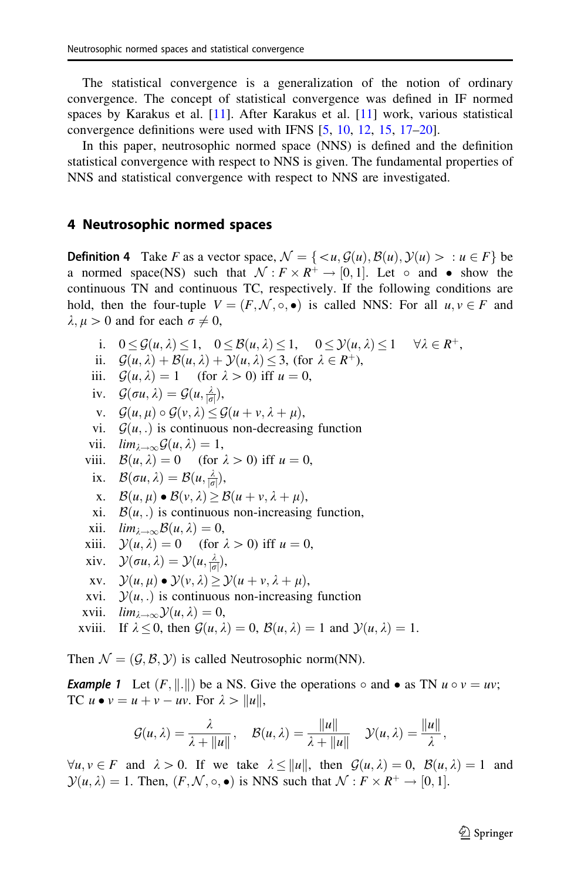The statistical convergence is a generalization of the notion of ordinary convergence. The concept of statistical convergence was defined in IF normed spaces by Karakus et al. [11]. After Karakus et al. [11] work, various statistical convergence definitions were used with IFNS [5, 10, 12, 15, 17–20].

In this paper, neutrosophic normed space (NNS) is defined and the definition statistical convergence with respect to NNS is given. The fundamental properties of NNS and statistical convergence with respect to NNS are investigated.

## 4 Neutrosophic normed spaces

**Definition 4** Take $F$ as a vector space, $\mathcal{N} = \{<u, \mathcal{G}(u), \mathcal{B}(u), \mathcal{Y}(u)> \; : u \in F\}$ be a normed space(NS) such that $\mathcal{N} : F \times R^+ \rightarrow [0, 1]$. Let $\circ$ and $\bullet$ show the continuous TN and continuous TC, respectively. If the following conditions are hold, then the four-tuple $V = (F, \mathcal{N}, \circ, \bullet)$ is called NNS: For all $u, v \in F$ and $\lambda, \mu > 0$ and for each $\sigma \neq 0$,

i. $0 \leq \mathcal{G}(u, \lambda) \leq 1, \quad 0 \leq \mathcal{B}(u, \lambda) \leq 1, \quad 0 \leq \mathcal{Y}(u, \lambda) \leq 1 \quad \forall \lambda \in R^+$,
ii. $\mathcal{G}(u, \lambda) + \mathcal{B}(u, \lambda) + \mathcal{Y}(u, \lambda) \leq 3$, (for $\lambda \in R^+$),
iii. $\mathcal{G}(u, \lambda) = 1$ (for $\lambda > 0$) iff $u = 0$,
iv. $\mathcal{G}(\sigma u, \lambda) = \mathcal{G}(u, \frac{\lambda}{|\sigma|})$,
v. $\mathcal{G}(u, \mu) \circ \mathcal{G}(v, \lambda) \leq \mathcal{G}(u + v, \lambda + \mu)$,
vi. $\mathcal{G}(u, .)$ is continuous non-decreasing function
vii. $lim_{\lambda \rightarrow \infty} \mathcal{G}(u, \lambda) = 1$,
viii. $\mathcal{B}(u, \lambda) = 0$ (for $\lambda > 0$) iff $u = 0$,
ix. $\mathcal{B}(\sigma u, \lambda) = \mathcal{B}(u, \frac{\lambda}{|\sigma|})$,
x. $\mathcal{B}(u, \mu) \bullet \mathcal{B}(v, \lambda) \geq \mathcal{B}(u + v, \lambda + \mu)$,
xi. $\mathcal{B}(u, .)$ is continuous non-increasing function,
xii. $lim_{\lambda \rightarrow \infty} \mathcal{B}(u, \lambda) = 0$,
xiii. $\mathcal{Y}(u, \lambda) = 0$ (for $\lambda > 0$) iff $u = 0$,
xiv. $\mathcal{Y}(\sigma u, \lambda) = \mathcal{Y}(u, \frac{\lambda}{|\sigma|})$,
xv. $\mathcal{Y}(u, \mu) \bullet \mathcal{Y}(v, \lambda) \geq \mathcal{Y}(u + v, \lambda + \mu)$,
xvi. $\mathcal{Y}(u, .)$ is continuous non-increasing function
xvii. $lim_{\lambda \rightarrow \infty} \mathcal{Y}(u, \lambda) = 0$,
xviii. If $\lambda \leq 0$, then $\mathcal{G}(u, \lambda) = 0$, $\mathcal{B}(u, \lambda) = 1$ and $\mathcal{Y}(u, \lambda) = 1$.

Then $\mathcal{N} = (\mathcal{G}, \mathcal{B}, \mathcal{Y})$ is called Neutrosophic norm(NN).

***Example 1*** Let $(F, \|.\|)$ be a NS. Give the operations $\circ$ and $\bullet$ as TN $u \circ v = uv$; TC $u \bullet v = u + v - uv$. For $\lambda > \|u\|$,

$$\mathcal{G}(u, \lambda) = \frac{\lambda}{\lambda + \|u\|}, \quad \mathcal{B}(u, \lambda) = \frac{\|u\|}{\lambda + \|u\|} \quad \mathcal{Y}(u, \lambda) = \frac{\|u\|}{\lambda},$$

$\forall u, v \in F$ and $\lambda > 0$. If we take $\lambda \leq \|u\|$, then $\mathcal{G}(u, \lambda) = 0$, $\mathcal{B}(u, \lambda) = 1$ and $\mathcal{Y}(u, \lambda) = 1$. Then, $(F, \mathcal{N}, \circ, \bullet)$ is NNS such that $\mathcal{N} : F \times R^+ \rightarrow [0, 1]$.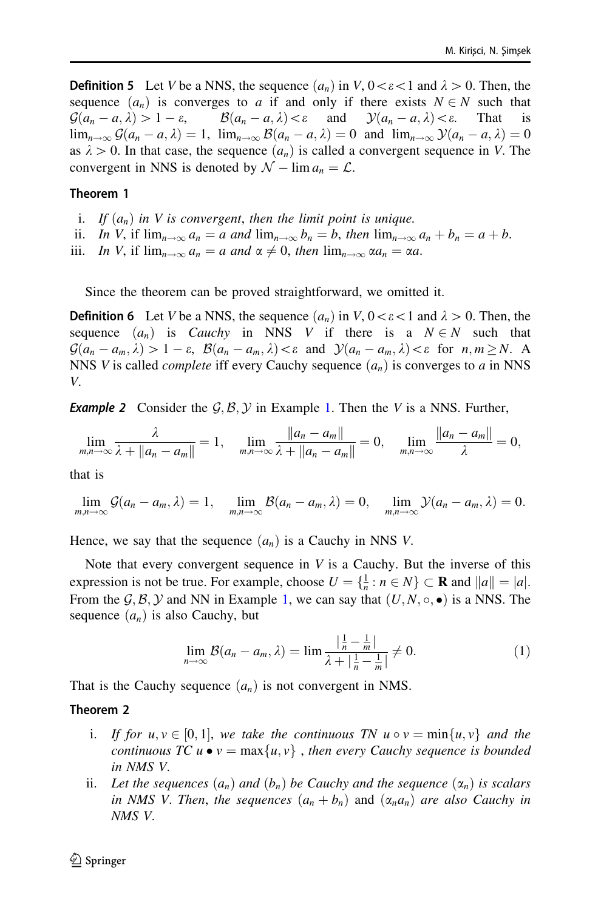**Definition 5** Let $V$ be a NNS, the sequence $(a_n)$ in $V$, $0 < \varepsilon < 1$ and $\lambda > 0$. Then, the sequence $(a_n)$ is converges to $a$ if and only if there exists $N \in N$ such that $\mathcal{G}(a_n - a, \lambda) > 1 - \varepsilon$, $\mathcal{B}(a_n - a, \lambda) < \varepsilon$ and $\mathcal{Y}(a_n - a, \lambda) < \varepsilon$. That is $\lim_{n\to\infty} \mathcal{G}(a_n - a, \lambda) = 1$, $\lim_{n\to\infty} \mathcal{B}(a_n - a, \lambda) = 0$ and $\lim_{n\to\infty} \mathcal{Y}(a_n - a, \lambda) = 0$ as $\lambda > 0$. In that case, the sequence $(a_n)$ is called a convergent sequence in $V$. The convergent in NNS is denoted by $\mathcal{N} - \lim a_n = \mathcal{L}$.

**Theorem 1**

i. *If $(a_n)$ in $V$ is convergent, then the limit point is unique.*
ii. *In $V$, if $\lim_{n\to\infty} a_n = a$ and $\lim_{n\to\infty} b_n = b$, then $\lim_{n\to\infty} a_n + b_n = a + b$.*
iii. *In $V$, if $\lim_{n\to\infty} a_n = a$ and $\alpha \neq 0$, then $\lim_{n\to\infty} \alpha a_n = \alpha a$.*

Since the theorem can be proved straightforward, we omitted it.

**Definition 6** Let $V$ be a NNS, the sequence $(a_n)$ in $V$, $0 < \varepsilon < 1$ and $\lambda > 0$. Then, the sequence $(a_n)$ is *Cauchy* in NNS $V$ if there is a $N \in N$ such that $\mathcal{G}(a_n - a_m, \lambda) > 1 - \varepsilon$, $\mathcal{B}(a_n - a_m, \lambda) < \varepsilon$ and $\mathcal{Y}(a_n - a_m, \lambda) < \varepsilon$ for $n, m \geq N$. A NNS $V$ is called *complete* iff every Cauchy sequence $(a_n)$ is converges to $a$ in NNS $V$.

***Example 2*** Consider the $\mathcal{G}, \mathcal{B}, \mathcal{Y}$ in Example 1. Then the $V$ is a NNS. Further,

$$\lim_{m,n\to\infty} \frac{\lambda}{\lambda + \|a_n - a_m\|} = 1, \quad \lim_{m,n\to\infty} \frac{\|a_n - a_m\|}{\lambda + \|a_n - a_m\|} = 0, \quad \lim_{m,n\to\infty} \frac{\|a_n - a_m\|}{\lambda} = 0,$$

that is

$$\lim_{m,n\to\infty} \mathcal{G}(a_n - a_m, \lambda) = 1, \quad \lim_{m,n\to\infty} \mathcal{B}(a_n - a_m, \lambda) = 0, \quad \lim_{m,n\to\infty} \mathcal{Y}(a_n - a_m, \lambda) = 0.$$

Hence, we say that the sequence $(a_n)$ is a Cauchy in NNS $V$.

Note that every convergent sequence in $V$ is a Cauchy. But the inverse of this expression is not be true. For example, choose $U = \{\frac{1}{n} : n \in N\} \subset \mathbf{R}$ and $\|a\| = |a|$. From the $\mathcal{G}, \mathcal{B}, \mathcal{Y}$ and NN in Example 1, we can say that $(U, N, \circ, \bullet)$ is a NNS. The sequence $(a_n)$ is also Cauchy, but

$$\lim_{n\to\infty} \mathcal{B}(a_n - a_m, \lambda) = \lim \frac{|\frac{1}{n} - \frac{1}{m}|}{\lambda + |\frac{1}{n} - \frac{1}{m}|} \neq 0. \tag{1}$$

That is the Cauchy sequence $(a_n)$ is not convergent in NMS.

**Theorem 2**

i. *If for $u, v \in [0, 1]$, we take the continuous TN $u \circ v = \min\{u, v\}$ and the continuous TC $u \bullet v = \max\{u, v\}$ , then every Cauchy sequence is bounded in NMS $V$.*
ii. *Let the sequences $(a_n)$ and $(b_n)$ be Cauchy and the sequence $(\alpha_n)$ is scalars in NMS $V$. Then, the sequences $(a_n + b_n)$ and $(\alpha_n a_n)$ are also Cauchy in NMS $V$.*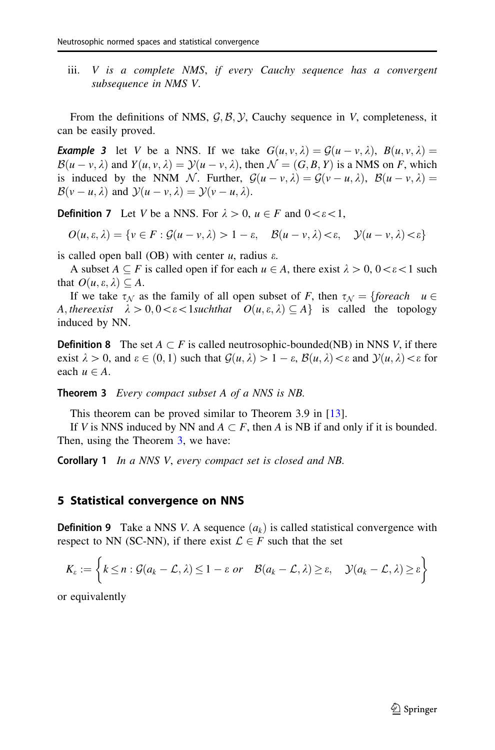iii. *V is a complete NMS, if every Cauchy sequence has a convergent subsequence in NMS V.*

From the definitions of NMS, $\mathcal{G}, \mathcal{B}, \mathcal{Y}$, Cauchy sequence in $V$, completeness, it can be easily proved.

***Example 3*** let $V$ be a NNS. If we take $G(u, v, \lambda) = \mathcal{G}(u - v, \lambda)$, $B(u, v, \lambda) = \mathcal{B}(u - v, \lambda)$ and $Y(u, v, \lambda) = \mathcal{Y}(u - v, \lambda)$, then $\mathcal{N} = (G, B, Y)$ is a NMS on $F$, which is induced by the NNM $\mathcal{N}$. Further, $\mathcal{G}(u - v, \lambda) = \mathcal{G}(v - u, \lambda)$, $\mathcal{B}(u - v, \lambda) = \mathcal{B}(v - u, \lambda)$ and $\mathcal{Y}(u - v, \lambda) = \mathcal{Y}(v - u, \lambda)$.

**Definition 7** Let $V$ be a NNS. For $\lambda > 0$, $u \in F$ and $0 < \varepsilon < 1$,

$$O(u, \varepsilon, \lambda) = \{v \in F : \mathcal{G}(u - v, \lambda) > 1 - \varepsilon, \quad \mathcal{B}(u - v, \lambda) < \varepsilon, \quad \mathcal{Y}(u - v, \lambda) < \varepsilon\}$$

is called open ball (OB) with center $u$, radius $\varepsilon$.

A subset $A \subseteq F$ is called open if for each $u \in A$, there exist $\lambda > 0$, $0 < \varepsilon < 1$ such that $O(u, \varepsilon, \lambda) \subseteq A$.

If we take $\tau_{\mathcal{N}}$ as the family of all open subset of $F$, then $\tau_{\mathcal{N}} = \{foreach \quad u \in A, thereexist \quad \lambda > 0, 0 < \varepsilon < 1 suchthat \quad O(u, \varepsilon, \lambda) \subseteq A\}$ is called the topology induced by NN.

**Definition 8** The set $A \subset F$ is called neutrosophic-bounded(NB) in NNS $V$, if there exist $\lambda > 0$, and $\varepsilon \in (0, 1)$ such that $\mathcal{G}(u, \lambda) > 1 - \varepsilon$, $\mathcal{B}(u, \lambda) < \varepsilon$ and $\mathcal{Y}(u, \lambda) < \varepsilon$ for each $u \in A$.

**Theorem 3** *Every compact subset A of a NNS is NB.*

This theorem can be proved similar to Theorem 3.9 in [13].

If $V$ is NNS induced by NN and $A \subset F$, then $A$ is NB if and only if it is bounded. Then, using the Theorem 3, we have:

**Corollary 1** *In a NNS V, every compact set is closed and NB.*

## 5 Statistical convergence on NNS

**Definition 9** Take a NNS $V$. A sequence $(a_k)$ is called statistical convergence with respect to NN (SC-NN), if there exist $\mathcal{L} \in F$ such that the set

$$K_\varepsilon := \left\{ k \leq n : \mathcal{G}(a_k - \mathcal{L}, \lambda) \leq 1 - \varepsilon \text{ or } \quad \mathcal{B}(a_k - \mathcal{L}, \lambda) \geq \varepsilon, \quad \mathcal{Y}(a_k - \mathcal{L}, \lambda) \geq \varepsilon \right\}$$

or equivalently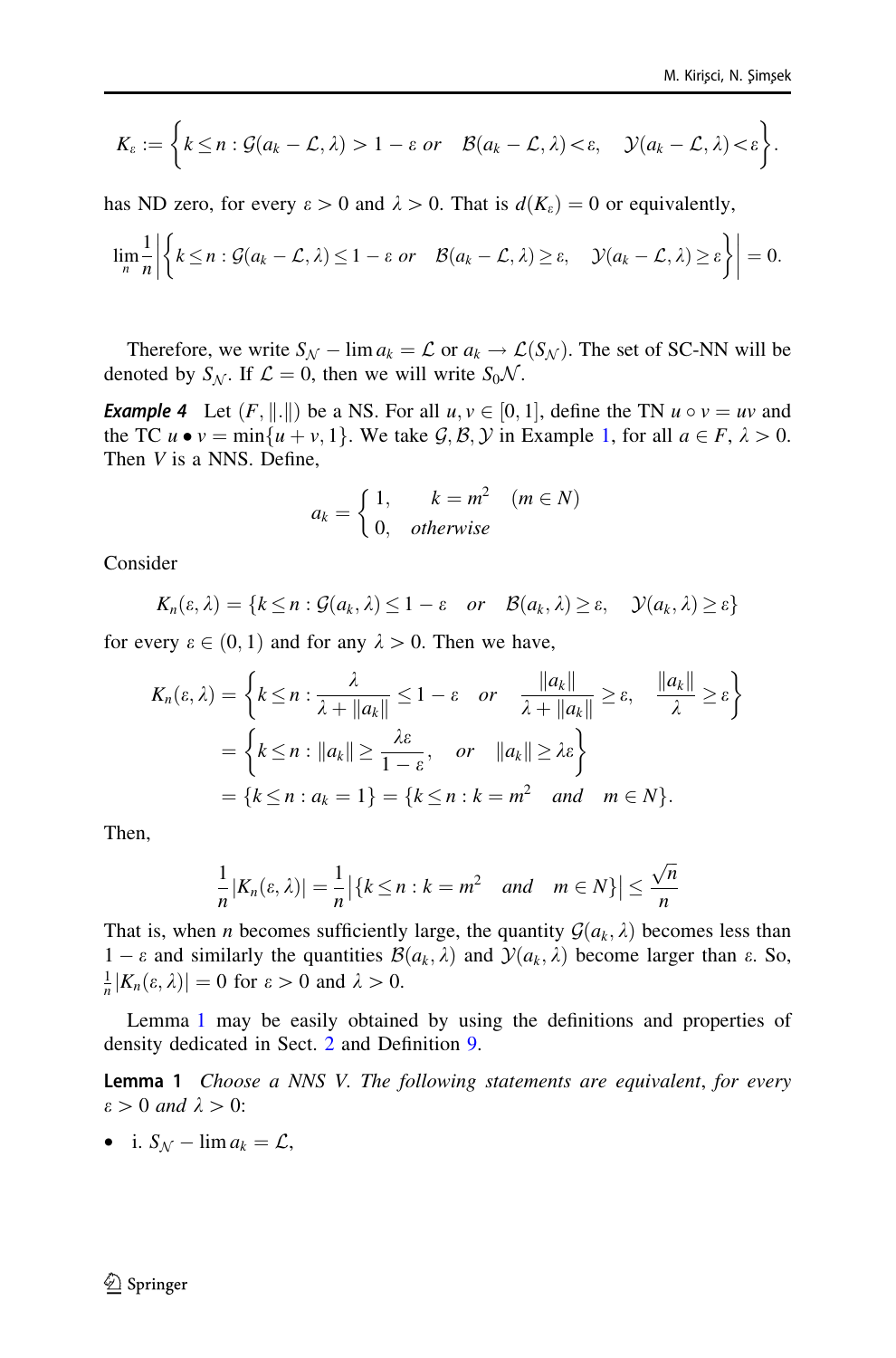$$K_\varepsilon := \left\{ k \leq n : \mathcal{G}(a_k - \mathcal{L}, \lambda) > 1 - \varepsilon \ or \quad \mathcal{B}(a_k - \mathcal{L}, \lambda) < \varepsilon, \quad \mathcal{Y}(a_k - \mathcal{L}, \lambda) < \varepsilon \right\}.$$

has ND zero, for every $\varepsilon > 0$ and $\lambda > 0$. That is $d(K_\varepsilon) = 0$ or equivalently,

$$\lim_n \frac{1}{n} \left| \left\{ k \leq n : \mathcal{G}(a_k - \mathcal{L}, \lambda) \leq 1 - \varepsilon \ or \quad \mathcal{B}(a_k - \mathcal{L}, \lambda) \geq \varepsilon, \quad \mathcal{Y}(a_k - \mathcal{L}, \lambda) \geq \varepsilon \right\} \right| = 0.$$

Therefore, we write $S_\mathcal{N} - \lim a_k = \mathcal{L}$ or $a_k \to \mathcal{L}(S_\mathcal{N})$. The set of SC-NN will be denoted by $S_\mathcal{N}$. If $\mathcal{L} = 0$, then we will write $S_0\mathcal{N}$.

***Example 4*** Let $(F, \|.\|)$ be a NS. For all $u, v \in [0, 1]$, define the TN $u \circ v = uv$ and the TC $u \bullet v = \min\{u + v, 1\}$. We take $\mathcal{G}, \mathcal{B}, \mathcal{Y}$ in Example 1, for all $a \in F$, $\lambda > 0$. Then $V$ is a NNS. Define,

$$a_k = \begin{cases} 1, & k = m^2 \quad (m \in N) \\ 0, & otherwise \end{cases}$$

Consider

$$K_n(\varepsilon, \lambda) = \{ k \leq n : \mathcal{G}(a_k, \lambda) \leq 1 - \varepsilon \quad or \quad \mathcal{B}(a_k, \lambda) \geq \varepsilon, \quad \mathcal{Y}(a_k, \lambda) \geq \varepsilon \}$$

for every $\varepsilon \in (0, 1)$ and for any $\lambda > 0$. Then we have,

$$\begin{aligned} K_n(\varepsilon, \lambda) &= \left\{ k \leq n : \frac{\lambda}{\lambda + \|a_k\|} \leq 1 - \varepsilon \quad or \quad \frac{\|a_k\|}{\lambda + \|a_k\|} \geq \varepsilon, \quad \frac{\|a_k\|}{\lambda} \geq \varepsilon \right\} \\ &= \left\{ k \leq n : \|a_k\| \geq \frac{\lambda \varepsilon}{1 - \varepsilon}, \quad or \quad \|a_k\| \geq \lambda \varepsilon \right\} \\ &= \{ k \leq n : a_k = 1 \} = \{ k \leq n : k = m^2 \quad and \quad m \in N \}. \end{aligned}$$

Then,

$$\frac{1}{n} |K_n(\varepsilon, \lambda)| = \frac{1}{n} \left| \{ k \leq n : k = m^2 \quad and \quad m \in N \} \right| \leq \frac{\sqrt{n}}{n}$$

That is, when $n$ becomes sufficiently large, the quantity $\mathcal{G}(a_k, \lambda)$ becomes less than $1 - \varepsilon$ and similarly the quantities $\mathcal{B}(a_k, \lambda)$ and $\mathcal{Y}(a_k, \lambda)$ become larger than $\varepsilon$. So, $\frac{1}{n}|K_n(\varepsilon, \lambda)| = 0$ for $\varepsilon > 0$ and $\lambda > 0$.

Lemma 1 may be easily obtained by using the definitions and properties of density dedicated in Sect. 2 and Definition 9.

**Lemma 1** *Choose a NNS V. The following statements are equivalent, for every* $\varepsilon > 0$ *and* $\lambda > 0$:

- i. $S_\mathcal{N} - \lim a_k = \mathcal{L}$,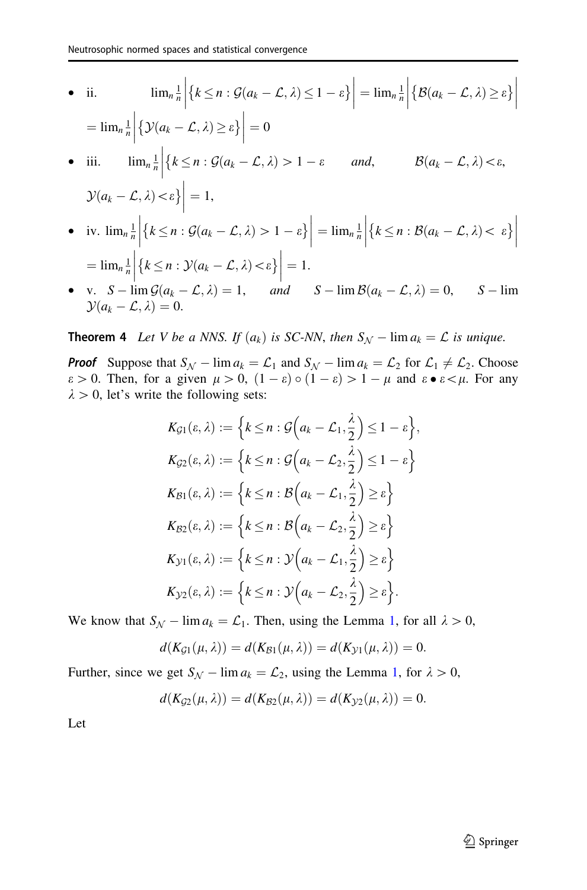- ii. $\lim_n \frac{1}{n}\left|\left\{k \leq n : \mathcal{G}(a_k - \mathcal{L}, \lambda) \leq 1 - \varepsilon\right\}\right| = \lim_n \frac{1}{n}\left|\left\{\mathcal{B}(a_k - \mathcal{L}, \lambda) \geq \varepsilon\right\}\right|$ $= \lim_n \frac{1}{n}\left|\left\{\mathcal{Y}(a_k - \mathcal{L}, \lambda) \geq \varepsilon\right\}\right| = 0$
- iii. $\lim_n \frac{1}{n}\left|\left\{k \leq n : \mathcal{G}(a_k - \mathcal{L}, \lambda) > 1 - \varepsilon \quad \textit{and}, \quad \mathcal{B}(a_k - \mathcal{L}, \lambda) < \varepsilon,\right.\right.$ $\left.\left.\mathcal{Y}(a_k - \mathcal{L}, \lambda) < \varepsilon\right\}\right| = 1,$
- iv. $\lim_n \frac{1}{n}\left|\left\{k \leq n : \mathcal{G}(a_k - \mathcal{L}, \lambda) > 1 - \varepsilon\right\}\right| = \lim_n \frac{1}{n}\left|\left\{k \leq n : \mathcal{B}(a_k - \mathcal{L}, \lambda) < \varepsilon\right\}\right|$ $= \lim_n \frac{1}{n}\left|\left\{k \leq n : \mathcal{Y}(a_k - \mathcal{L}, \lambda) < \varepsilon\right\}\right| = 1.$
- v. $S - \lim \mathcal{G}(a_k - \mathcal{L}, \lambda) = 1, \quad \textit{and} \quad S - \lim \mathcal{B}(a_k - \mathcal{L}, \lambda) = 0, \quad S - \lim \mathcal{Y}(a_k - \mathcal{L}, \lambda) = 0.$

**Theorem 4** *Let V be a NNS. If $(a_k)$ is SC-NN, then $S_{\mathcal{N}} - \lim a_k = \mathcal{L}$ is unique.*

***Proof*** Suppose that $S_{\mathcal{N}} - \lim a_k = \mathcal{L}_1$ and $S_{\mathcal{N}} - \lim a_k = \mathcal{L}_2$ for $\mathcal{L}_1 \neq \mathcal{L}_2$. Choose $\varepsilon > 0$. Then, for a given $\mu > 0$, $(1 - \varepsilon) \circ (1 - \varepsilon) > 1 - \mu$ and $\varepsilon \bullet \varepsilon < \mu$. For any $\lambda > 0$, let's write the following sets:

$$K_{\mathcal{G}1}(\varepsilon, \lambda) := \left\{k \leq n : \mathcal{G}\left(a_k - \mathcal{L}_1, \frac{\lambda}{2}\right) \leq 1 - \varepsilon\right\},$$

$$K_{\mathcal{G}2}(\varepsilon, \lambda) := \left\{k \leq n : \mathcal{G}\left(a_k - \mathcal{L}_2, \frac{\lambda}{2}\right) \leq 1 - \varepsilon\right\}$$

$$K_{\mathcal{B}1}(\varepsilon, \lambda) := \left\{k \leq n : \mathcal{B}\left(a_k - \mathcal{L}_1, \frac{\lambda}{2}\right) \geq \varepsilon\right\}$$

$$K_{\mathcal{B}2}(\varepsilon, \lambda) := \left\{k \leq n : \mathcal{B}\left(a_k - \mathcal{L}_2, \frac{\lambda}{2}\right) \geq \varepsilon\right\}$$

$$K_{\mathcal{Y}1}(\varepsilon, \lambda) := \left\{k \leq n : \mathcal{Y}\left(a_k - \mathcal{L}_1, \frac{\lambda}{2}\right) \geq \varepsilon\right\}$$

$$K_{\mathcal{Y}2}(\varepsilon, \lambda) := \left\{k \leq n : \mathcal{Y}\left(a_k - \mathcal{L}_2, \frac{\lambda}{2}\right) \geq \varepsilon\right\}.$$

We know that $S_{\mathcal{N}} - \lim a_k = \mathcal{L}_1$. Then, using the Lemma 1, for all $\lambda > 0$,

$$d(K_{\mathcal{G}1}(\mu, \lambda)) = d(K_{\mathcal{B}1}(\mu, \lambda)) = d(K_{\mathcal{Y}1}(\mu, \lambda)) = 0.$$

Further, since we get $S_{\mathcal{N}} - \lim a_k = \mathcal{L}_2$, using the Lemma 1, for $\lambda > 0$,

$$d(K_{\mathcal{G}2}(\mu, \lambda)) = d(K_{\mathcal{B}2}(\mu, \lambda)) = d(K_{\mathcal{Y}2}(\mu, \lambda)) = 0.$$

Let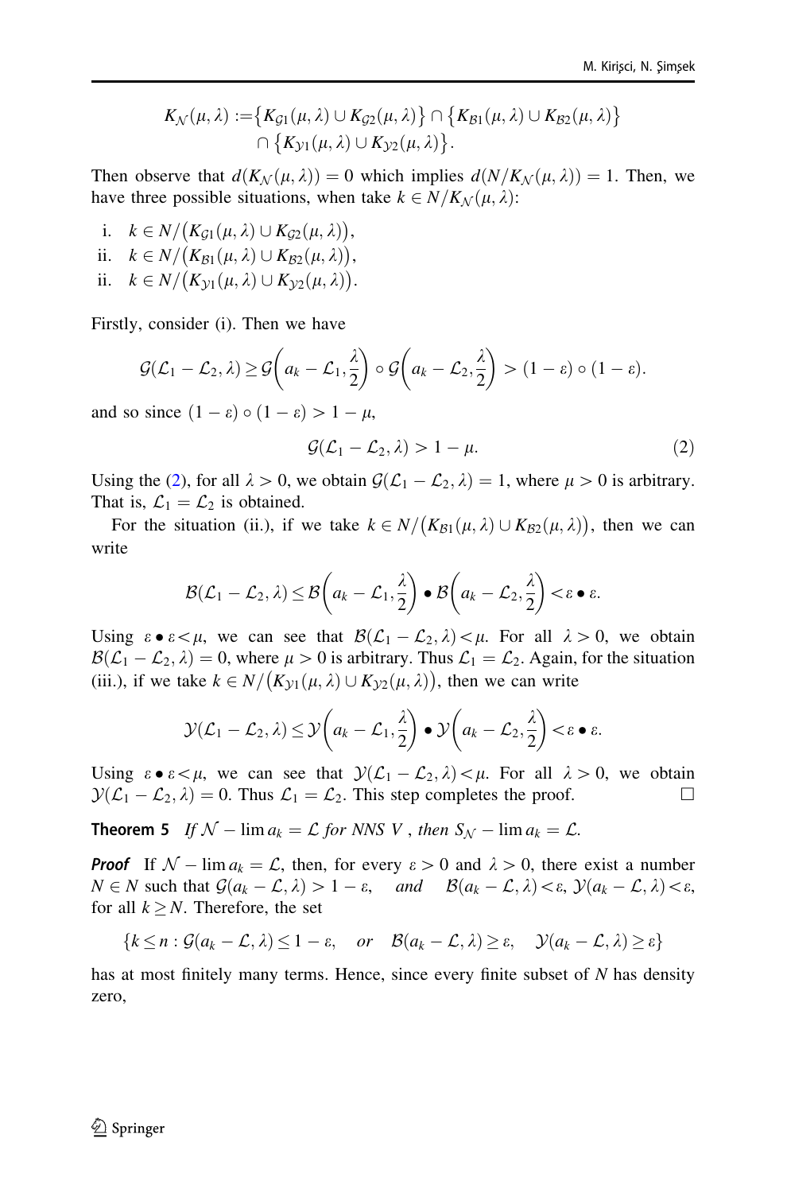$$K_{\mathcal{N}}(\mu,\lambda) := \{K_{\mathcal{G}1}(\mu,\lambda) \cup K_{\mathcal{G}2}(\mu,\lambda)\} \cap \{K_{\mathcal{B}1}(\mu,\lambda) \cup K_{\mathcal{B}2}(\mu,\lambda)\} \\ \cap \{K_{\mathcal{Y}1}(\mu,\lambda) \cup K_{\mathcal{Y}2}(\mu,\lambda)\}.$$

Then observe that $d(K_{\mathcal{N}}(\mu,\lambda)) = 0$ which implies $d(N/K_{\mathcal{N}}(\mu,\lambda)) = 1$. Then, we have three possible situations, when take $k \in N/K_{\mathcal{N}}(\mu,\lambda)$:

i. $k \in N/\big(K_{\mathcal{G}1}(\mu,\lambda) \cup K_{\mathcal{G}2}(\mu,\lambda)\big)$,
ii. $k \in N/\big(K_{\mathcal{B}1}(\mu,\lambda) \cup K_{\mathcal{B}2}(\mu,\lambda)\big)$,
ii. $k \in N/\big(K_{\mathcal{Y}1}(\mu,\lambda) \cup K_{\mathcal{Y}2}(\mu,\lambda)\big)$.

Firstly, consider (i). Then we have

$$\mathcal{G}(\mathcal{L}_1 - \mathcal{L}_2, \lambda) \geq \mathcal{G}\left(a_k - \mathcal{L}_1, \frac{\lambda}{2}\right) \circ \mathcal{G}\left(a_k - \mathcal{L}_2, \frac{\lambda}{2}\right) > (1-\varepsilon) \circ (1-\varepsilon).$$

and so since $(1-\varepsilon) \circ (1-\varepsilon) > 1-\mu$,

$$\mathcal{G}(\mathcal{L}_1 - \mathcal{L}_2, \lambda) > 1-\mu. \tag{2}$$

Using the (2), for all $\lambda > 0$, we obtain $\mathcal{G}(\mathcal{L}_1 - \mathcal{L}_2, \lambda) = 1$, where $\mu > 0$ is arbitrary. That is, $\mathcal{L}_1 = \mathcal{L}_2$ is obtained.

For the situation (ii.), if we take $k \in N/\big(K_{\mathcal{B}1}(\mu,\lambda) \cup K_{\mathcal{B}2}(\mu,\lambda)\big)$, then we can write

$$\mathcal{B}(\mathcal{L}_1 - \mathcal{L}_2, \lambda) \leq \mathcal{B}\left(a_k - \mathcal{L}_1, \frac{\lambda}{2}\right) \bullet \mathcal{B}\left(a_k - \mathcal{L}_2, \frac{\lambda}{2}\right) < \varepsilon \bullet \varepsilon.$$

Using $\varepsilon \bullet \varepsilon < \mu$, we can see that $\mathcal{B}(\mathcal{L}_1 - \mathcal{L}_2, \lambda) < \mu$. For all $\lambda > 0$, we obtain $\mathcal{B}(\mathcal{L}_1 - \mathcal{L}_2, \lambda) = 0$, where $\mu > 0$ is arbitrary. Thus $\mathcal{L}_1 = \mathcal{L}_2$. Again, for the situation (iii.), if we take $k \in N/\big(K_{\mathcal{Y}1}(\mu,\lambda) \cup K_{\mathcal{Y}2}(\mu,\lambda)\big)$, then we can write

$$\mathcal{Y}(\mathcal{L}_1 - \mathcal{L}_2, \lambda) \leq \mathcal{Y}\left(a_k - \mathcal{L}_1, \frac{\lambda}{2}\right) \bullet \mathcal{Y}\left(a_k - \mathcal{L}_2, \frac{\lambda}{2}\right) < \varepsilon \bullet \varepsilon.$$

Using $\varepsilon \bullet \varepsilon < \mu$, we can see that $\mathcal{Y}(\mathcal{L}_1 - \mathcal{L}_2, \lambda) < \mu$. For all $\lambda > 0$, we obtain $\mathcal{Y}(\mathcal{L}_1 - \mathcal{L}_2, \lambda) = 0$. Thus $\mathcal{L}_1 = \mathcal{L}_2$. This step completes the proof. □

**Theorem 5** *If $\mathcal{N} - \lim a_k = \mathcal{L}$ for NNS $V$ , then $S_{\mathcal{N}} - \lim a_k = \mathcal{L}$.*

***Proof*** If $\mathcal{N} - \lim a_k = \mathcal{L}$, then, for every $\varepsilon > 0$ and $\lambda > 0$, there exist a number $N \in N$ such that $\mathcal{G}(a_k - \mathcal{L}, \lambda) > 1-\varepsilon$, *and* $\mathcal{B}(a_k - \mathcal{L}, \lambda) < \varepsilon$, $\mathcal{Y}(a_k - \mathcal{L}, \lambda) < \varepsilon$, for all $k \geq N$. Therefore, the set

$$\{k \leq n : \mathcal{G}(a_k - \mathcal{L}, \lambda) \leq 1-\varepsilon, \quad or \quad \mathcal{B}(a_k - \mathcal{L}, \lambda) \geq \varepsilon, \quad \mathcal{Y}(a_k - \mathcal{L}, \lambda) \geq \varepsilon\}$$

has at most finitely many terms. Hence, since every finite subset of $N$ has density zero,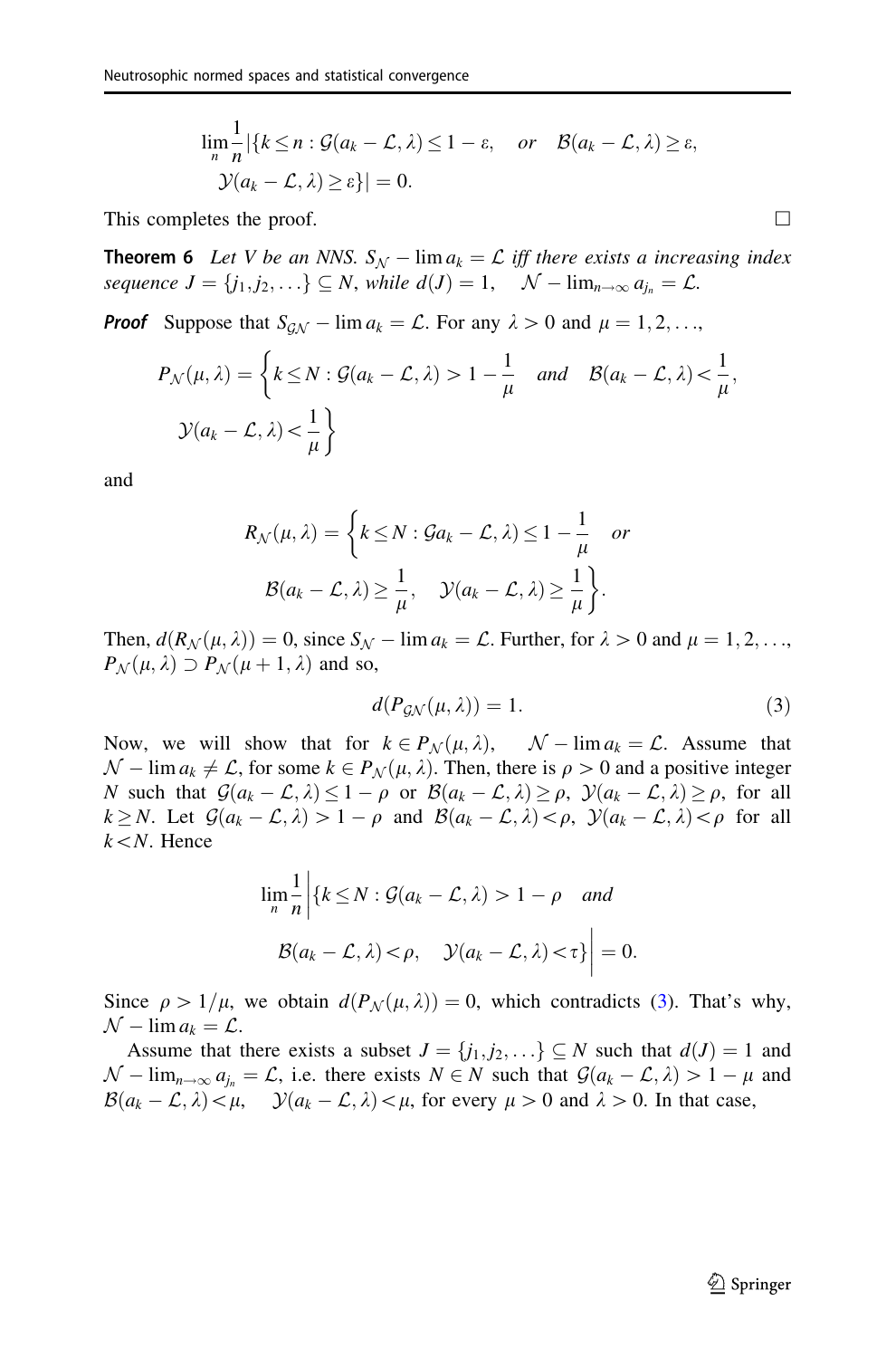$$\lim_n \frac{1}{n} |\{k \leq n : \mathcal{G}(a_k - \mathcal{L}, \lambda) \leq 1 - \varepsilon, \quad or \quad \mathcal{B}(a_k - \mathcal{L}, \lambda) \geq \varepsilon,$$
$$\mathcal{Y}(a_k - \mathcal{L}, \lambda) \geq \varepsilon\}| = 0.$$

This completes the proof. □

**Theorem 6** *Let V be an NNS.* $S_{\mathcal{N}} - \lim a_k = \mathcal{L}$ *iff there exists a increasing index sequence* $J = \{j_1, j_2, \ldots\} \subseteq N$, *while* $d(J) = 1, \quad \mathcal{N} - \lim_{n\to\infty} a_{j_n} = \mathcal{L}$.

***Proof*** Suppose that $S_{\mathcal{GN}} - \lim a_k = \mathcal{L}$. For any $\lambda > 0$ and $\mu = 1, 2, \ldots,$

$$P_{\mathcal{N}}(\mu, \lambda) = \left\{k \leq N : \mathcal{G}(a_k - \mathcal{L}, \lambda) > 1 - \frac{1}{\mu} \quad and \quad \mathcal{B}(a_k - \mathcal{L}, \lambda) < \frac{1}{\mu},\right.$$
$$\left.\mathcal{Y}(a_k - \mathcal{L}, \lambda) < \frac{1}{\mu}\right\}$$

and

$$R_{\mathcal{N}}(\mu, \lambda) = \left\{k \leq N : \mathcal{G}a_k - \mathcal{L}, \lambda) \leq 1 - \frac{1}{\mu} \quad or\right.$$
$$\left.\mathcal{B}(a_k - \mathcal{L}, \lambda) \geq \frac{1}{\mu}, \quad \mathcal{Y}(a_k - \mathcal{L}, \lambda) \geq \frac{1}{\mu}\right\}.$$

Then, $d(R_{\mathcal{N}}(\mu, \lambda)) = 0$, since $S_{\mathcal{N}} - \lim a_k = \mathcal{L}$. Further, for $\lambda > 0$ and $\mu = 1, 2, \ldots,$ $P_{\mathcal{N}}(\mu, \lambda) \supset P_{\mathcal{N}}(\mu + 1, \lambda)$ and so,

$$d(P_{\mathcal{GN}}(\mu, \lambda)) = 1. \tag{3}$$

Now, we will show that for $k \in P_{\mathcal{N}}(\mu, \lambda), \quad \mathcal{N} - \lim a_k = \mathcal{L}$. Assume that $\mathcal{N} - \lim a_k \neq \mathcal{L}$, for some $k \in P_{\mathcal{N}}(\mu, \lambda)$. Then, there is $\rho > 0$ and a positive integer $N$ such that $\mathcal{G}(a_k - \mathcal{L}, \lambda) \leq 1 - \rho$ or $\mathcal{B}(a_k - \mathcal{L}, \lambda) \geq \rho$, $\mathcal{Y}(a_k - \mathcal{L}, \lambda) \geq \rho$, for all $k \geq N$. Let $\mathcal{G}(a_k - \mathcal{L}, \lambda) > 1 - \rho$ and $\mathcal{B}(a_k - \mathcal{L}, \lambda) < \rho$, $\mathcal{Y}(a_k - \mathcal{L}, \lambda) < \rho$ for all $k < N$. Hence

$$\lim_n \frac{1}{n} \left| \{k \leq N : \mathcal{G}(a_k - \mathcal{L}, \lambda) > 1 - \rho \quad and \right.$$
$$\left. \mathcal{B}(a_k - \mathcal{L}, \lambda) < \rho, \quad \mathcal{Y}(a_k - \mathcal{L}, \lambda) < \tau\} \right| = 0.$$

Since $\rho > 1/\mu$, we obtain $d(P_{\mathcal{N}}(\mu, \lambda)) = 0$, which contradicts (3). That's why, $\mathcal{N} - \lim a_k = \mathcal{L}$.

Assume that there exists a subset $J = \{j_1, j_2, \ldots\} \subseteq N$ such that $d(J) = 1$ and $\mathcal{N} - \lim_{n\to\infty} a_{j_n} = \mathcal{L}$, i.e. there exists $N \in N$ such that $\mathcal{G}(a_k - \mathcal{L}, \lambda) > 1 - \mu$ and $\mathcal{B}(a_k - \mathcal{L}, \lambda) < \mu, \quad \mathcal{Y}(a_k - \mathcal{L}, \lambda) < \mu$, for every $\mu > 0$ and $\lambda > 0$. In that case,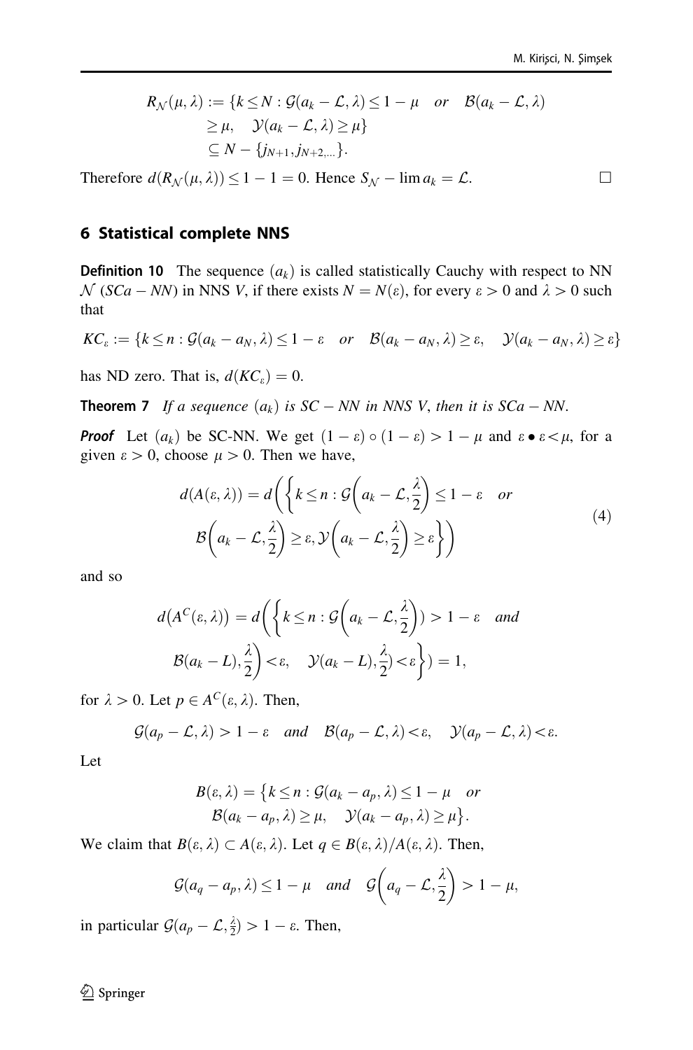$$R_{\mathcal{N}}(\mu,\lambda) := \{k \leq N : \mathcal{G}(a_k - \mathcal{L},\lambda) \leq 1-\mu \quad or \quad \mathcal{B}(a_k - \mathcal{L},\lambda) \geq \mu, \quad \mathcal{Y}(a_k - \mathcal{L},\lambda) \geq \mu\} \subseteq N - \{j_{N+1}, j_{N+2,\ldots}\}.$$

Therefore $d(R_{\mathcal{N}}(\mu,\lambda)) \leq 1 - 1 = 0$. Hence $S_{\mathcal{N}} - \lim a_k = \mathcal{L}$. □

## 6 Statistical complete NNS

**Definition 10** The sequence $(a_k)$ is called statistically Cauchy with respect to NN $\mathcal{N}$ $(SCa - NN)$ in NNS $V$, if there exists $N = N(\varepsilon)$, for every $\varepsilon > 0$ and $\lambda > 0$ such that

$$KC_{\varepsilon} := \{k \leq n : \mathcal{G}(a_k - a_N,\lambda) \leq 1-\varepsilon \quad or \quad \mathcal{B}(a_k - a_N,\lambda) \geq \varepsilon, \quad \mathcal{Y}(a_k - a_N,\lambda) \geq \varepsilon\}$$

has ND zero. That is, $d(KC_{\varepsilon}) = 0$.

**Theorem 7** *If a sequence $(a_k)$ is $SC - NN$ in NNS $V$, then it is $SCa - NN$.*

***Proof*** Let $(a_k)$ be SC-NN. We get $(1-\varepsilon) \circ (1-\varepsilon) > 1-\mu$ and $\varepsilon \bullet \varepsilon < \mu$, for a given $\varepsilon > 0$, choose $\mu > 0$. Then we have,

$$d(A(\varepsilon,\lambda)) = d\left(\left\{k \leq n : \mathcal{G}\left(a_k - \mathcal{L}, \frac{\lambda}{2}\right) \leq 1-\varepsilon \quad or \quad \mathcal{B}\left(a_k - \mathcal{L}, \frac{\lambda}{2}\right) \geq \varepsilon, \mathcal{Y}\left(a_k - \mathcal{L}, \frac{\lambda}{2}\right) \geq \varepsilon\right\}\right) \tag{4}$$

and so

$$d\left(A^C(\varepsilon,\lambda)\right) = d\left(\left\{k \leq n : \mathcal{G}\left(a_k - \mathcal{L}, \frac{\lambda}{2}\right)) > 1-\varepsilon \quad and \quad \mathcal{B}(a_k - L), \frac{\lambda}{2}\right) < \varepsilon, \quad \mathcal{Y}(a_k - L), \frac{\lambda}{2}) < \varepsilon\right\}) = 1,$$

for $\lambda > 0$. Let $p \in A^C(\varepsilon,\lambda)$. Then,

$$\mathcal{G}(a_p - \mathcal{L},\lambda) > 1-\varepsilon \quad and \quad \mathcal{B}(a_p - \mathcal{L},\lambda) < \varepsilon, \quad \mathcal{Y}(a_p - \mathcal{L},\lambda) < \varepsilon.$$

Let

$$B(\varepsilon,\lambda) = \{k \leq n : \mathcal{G}(a_k - a_p,\lambda) \leq 1-\mu \quad or \quad \mathcal{B}(a_k - a_p,\lambda) \geq \mu, \quad \mathcal{Y}(a_k - a_p,\lambda) \geq \mu\}.$$

We claim that $B(\varepsilon,\lambda) \subset A(\varepsilon,\lambda)$. Let $q \in B(\varepsilon,\lambda)/A(\varepsilon,\lambda)$. Then,

$$\mathcal{G}(a_q - a_p,\lambda) \leq 1-\mu \quad and \quad \mathcal{G}\left(a_q - \mathcal{L}, \frac{\lambda}{2}\right) > 1-\mu,$$

in particular $\mathcal{G}(a_p - \mathcal{L}, \frac{\lambda}{2}) > 1-\varepsilon$. Then,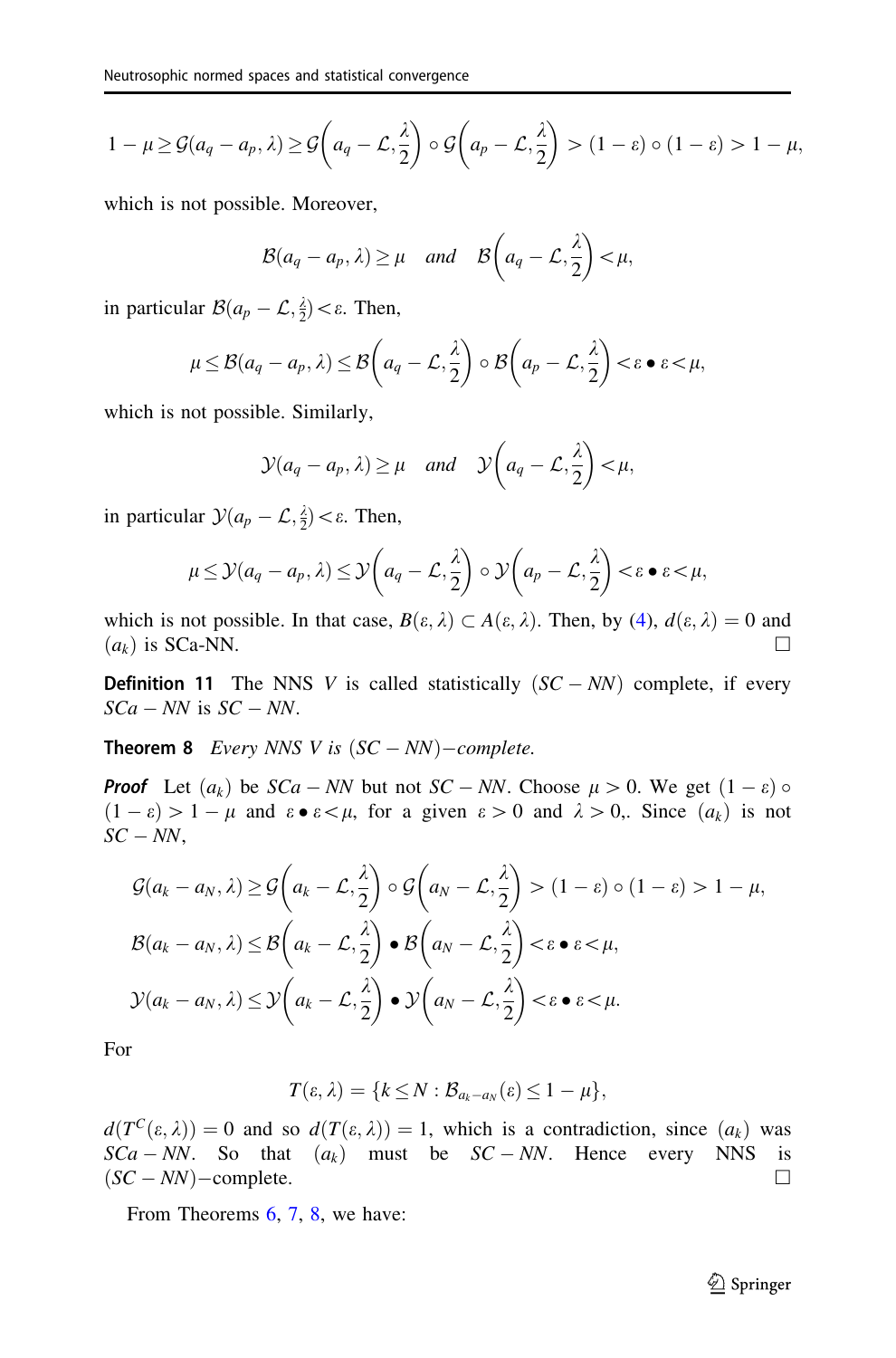$$1-\mu \geq \mathcal{G}(a_q - a_p, \lambda) \geq \mathcal{G}\left(a_q - \mathcal{L}, \frac{\lambda}{2}\right) \circ \mathcal{G}\left(a_p - \mathcal{L}, \frac{\lambda}{2}\right) > (1-\varepsilon) \circ (1-\varepsilon) > 1-\mu,$$

which is not possible. Moreover,

$$\mathcal{B}(a_q - a_p, \lambda) \geq \mu \quad \textit{and} \quad \mathcal{B}\left(a_q - \mathcal{L}, \frac{\lambda}{2}\right) < \mu,$$

in particular $\mathcal{B}(a_p - \mathcal{L}, \frac{\lambda}{2}) < \varepsilon$. Then,

$$\mu \leq \mathcal{B}(a_q - a_p, \lambda) \leq \mathcal{B}\left(a_q - \mathcal{L}, \frac{\lambda}{2}\right) \circ \mathcal{B}\left(a_p - \mathcal{L}, \frac{\lambda}{2}\right) < \varepsilon \bullet \varepsilon < \mu,$$

which is not possible. Similarly,

$$\mathcal{Y}(a_q - a_p, \lambda) \geq \mu \quad \textit{and} \quad \mathcal{Y}\left(a_q - \mathcal{L}, \frac{\lambda}{2}\right) < \mu,$$

in particular $\mathcal{Y}(a_p - \mathcal{L}, \frac{\lambda}{2}) < \varepsilon$. Then,

$$\mu \leq \mathcal{Y}(a_q - a_p, \lambda) \leq \mathcal{Y}\left(a_q - \mathcal{L}, \frac{\lambda}{2}\right) \circ \mathcal{Y}\left(a_p - \mathcal{L}, \frac{\lambda}{2}\right) < \varepsilon \bullet \varepsilon < \mu,$$

which is not possible. In that case, $B(\varepsilon, \lambda) \subset A(\varepsilon, \lambda)$. Then, by (4), $d(\varepsilon, \lambda) = 0$ and $(a_k)$ is SCa-NN. □

**Definition 11** The NNS $V$ is called statistically $(SC-NN)$ complete, if every $SCa-NN$ is $SC-NN$.

**Theorem 8** *Every NNS V is* $(SC-NN)-$*complete.*

***Proof*** Let $(a_k)$ be $SCa-NN$ but not $SC-NN$. Choose $\mu > 0$. We get $(1-\varepsilon) \circ (1-\varepsilon) > 1-\mu$ and $\varepsilon \bullet \varepsilon < \mu$, for a given $\varepsilon > 0$ and $\lambda > 0$,. Since $(a_k)$ is not $SC-NN$,

$$\begin{aligned}
\mathcal{G}(a_k - a_N, \lambda) &\geq \mathcal{G}\left(a_k - \mathcal{L}, \frac{\lambda}{2}\right) \circ \mathcal{G}\left(a_N - \mathcal{L}, \frac{\lambda}{2}\right) > (1-\varepsilon) \circ (1-\varepsilon) > 1-\mu, \\
\mathcal{B}(a_k - a_N, \lambda) &\leq \mathcal{B}\left(a_k - \mathcal{L}, \frac{\lambda}{2}\right) \bullet \mathcal{B}\left(a_N - \mathcal{L}, \frac{\lambda}{2}\right) < \varepsilon \bullet \varepsilon < \mu, \\
\mathcal{Y}(a_k - a_N, \lambda) &\leq \mathcal{Y}\left(a_k - \mathcal{L}, \frac{\lambda}{2}\right) \bullet \mathcal{Y}\left(a_N - \mathcal{L}, \frac{\lambda}{2}\right) < \varepsilon \bullet \varepsilon < \mu.
\end{aligned}$$

For

$$T(\varepsilon, \lambda) = \{k \leq N : \mathcal{B}_{a_k - a_N}(\varepsilon) \leq 1-\mu\},$$

$d(T^C(\varepsilon, \lambda)) = 0$ and so $d(T(\varepsilon, \lambda)) = 1$, which is a contradiction, since $(a_k)$ was $SCa-NN$. So that $(a_k)$ must be $SC-NN$. Hence every NNS is $(SC-NN)-$complete. □

From Theorems 6, 7, 8, we have: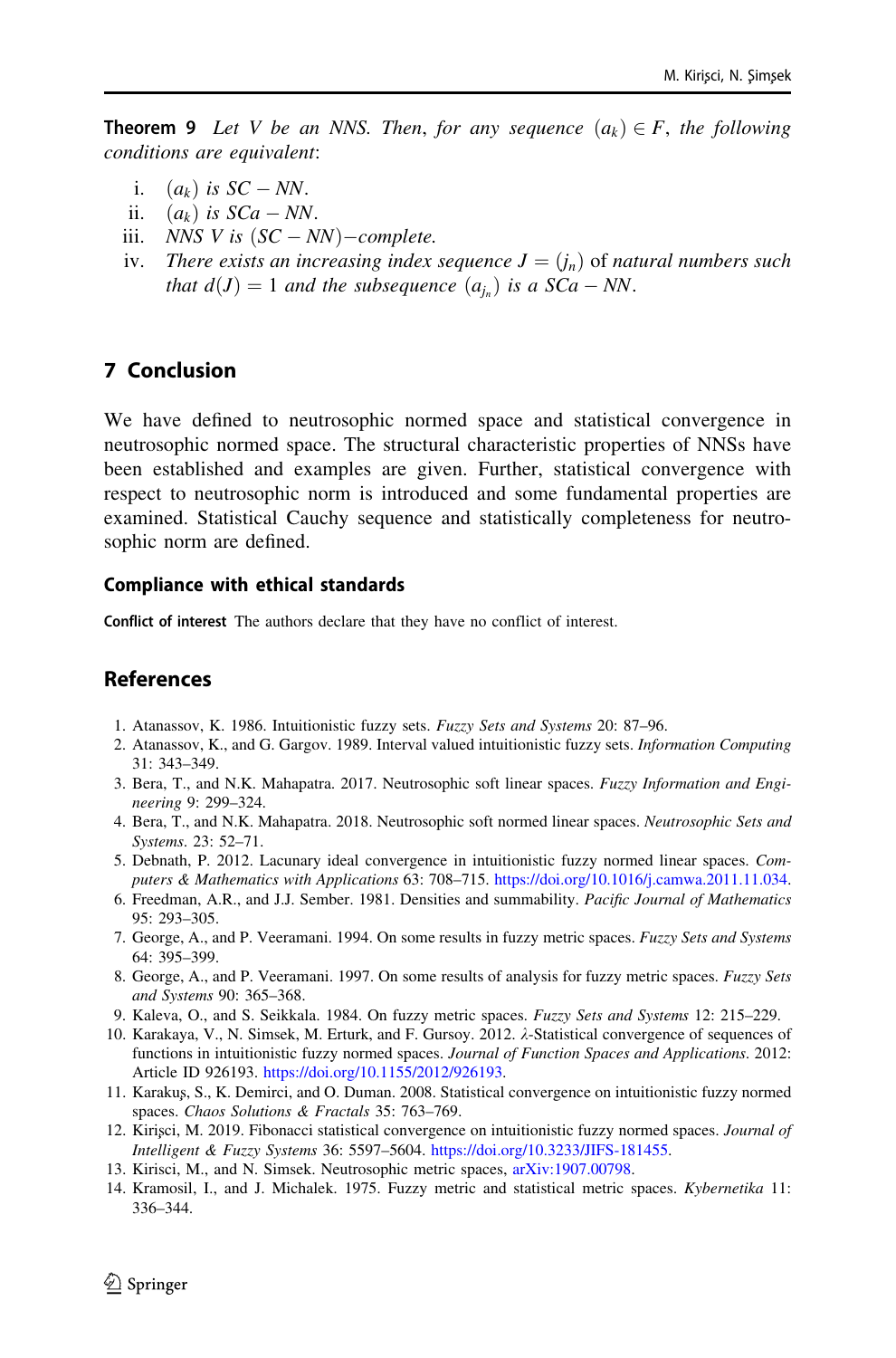**Theorem 9** *Let $V$ be an NNS. Then, for any sequence $(a_k) \in F$, the following conditions are equivalent*:

i. $(a_k)$ *is* $SC - NN$.

ii. $(a_k)$ *is* $SCa - NN$.

iii. *NNS* $V$ *is* $(SC - NN)-$*complete.*

iv. *There exists an increasing index sequence* $J = (j_n)$ of *natural numbers such that* $d(J) = 1$ *and the subsequence* $(a_{j_n})$ *is a* $SCa - NN$.

## 7 Conclusion

We have defined to neutrosophic normed space and statistical convergence in neutrosophic normed space. The structural characteristic properties of NNSs have been established and examples are given. Further, statistical convergence with respect to neutrosophic norm is introduced and some fundamental properties are examined. Statistical Cauchy sequence and statistically completeness for neutrosophic norm are defined.

### Compliance with ethical standards

**Conflict of interest** The authors declare that they have no conflict of interest.

## References

1. Atanassov, K. 1986. Intuitionistic fuzzy sets. *Fuzzy Sets and Systems* 20: 87–96.
2. Atanassov, K., and G. Gargov. 1989. Interval valued intuitionistic fuzzy sets. *Information Computing* 31: 343–349.
3. Bera, T., and N.K. Mahapatra. 2017. Neutrosophic soft linear spaces. *Fuzzy Information and Engineering* 9: 299–324.
4. Bera, T., and N.K. Mahapatra. 2018. Neutrosophic soft normed linear spaces. *Neutrosophic Sets and Systems*. 23: 52–71.
5. Debnath, P. 2012. Lacunary ideal convergence in intuitionistic fuzzy normed linear spaces. *Computers & Mathematics with Applications* 63: 708–715. https://doi.org/10.1016/j.camwa.2011.11.034.
6. Freedman, A.R., and J.J. Sember. 1981. Densities and summability. *Pacific Journal of Mathematics* 95: 293–305.
7. George, A., and P. Veeramani. 1994. On some results in fuzzy metric spaces. *Fuzzy Sets and Systems* 64: 395–399.
8. George, A., and P. Veeramani. 1997. On some results of analysis for fuzzy metric spaces. *Fuzzy Sets and Systems* 90: 365–368.
9. Kaleva, O., and S. Seikkala. 1984. On fuzzy metric spaces. *Fuzzy Sets and Systems* 12: 215–229.
10. Karakaya, V., N. Simsek, M. Erturk, and F. Gursoy. 2012. $\lambda$-Statistical convergence of sequences of functions in intuitionistic fuzzy normed spaces. *Journal of Function Spaces and Applications*. 2012: Article ID 926193. https://doi.org/10.1155/2012/926193.
11. Karakuş, S., K. Demirci, and O. Duman. 2008. Statistical convergence on intuitionistic fuzzy normed spaces. *Chaos Solutions & Fractals* 35: 763–769.
12. Kirişci, M. 2019. Fibonacci statistical convergence on intuitionistic fuzzy normed spaces. *Journal of Intelligent & Fuzzy Systems* 36: 5597–5604. https://doi.org/10.3233/JIFS-181455.
13. Kirisci, M., and N. Simsek. Neutrosophic metric spaces, arXiv:1907.00798.
14. Kramosil, I., and J. Michalek. 1975. Fuzzy metric and statistical metric spaces. *Kybernetika* 11: 336–344.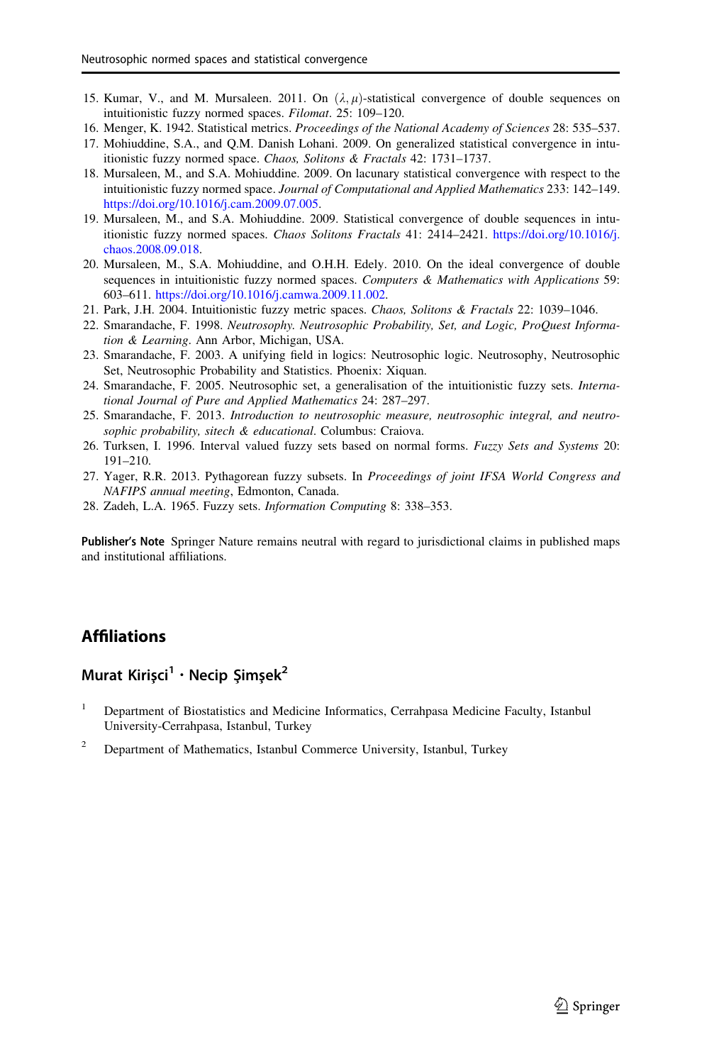15. Kumar, V., and M. Mursaleen. 2011. On $(\lambda, \mu)$-statistical convergence of double sequences on intuitionistic fuzzy normed spaces. *Filomat*. 25: 109–120.
16. Menger, K. 1942. Statistical metrics. *Proceedings of the National Academy of Sciences* 28: 535–537.
17. Mohiuddine, S.A., and Q.M. Danish Lohani. 2009. On generalized statistical convergence in intuitionistic fuzzy normed space. *Chaos, Solitons & Fractals* 42: 1731–1737.
18. Mursaleen, M., and S.A. Mohiuddine. 2009. On lacunary statistical convergence with respect to the intuitionistic fuzzy normed space. *Journal of Computational and Applied Mathematics* 233: 142–149. https://doi.org/10.1016/j.cam.2009.07.005.
19. Mursaleen, M., and S.A. Mohiuddine. 2009. Statistical convergence of double sequences in intuitionistic fuzzy normed spaces. *Chaos Solitons Fractals* 41: 2414–2421. https://doi.org/10.1016/j.chaos.2008.09.018.
20. Mursaleen, M., S.A. Mohiuddine, and O.H.H. Edely. 2010. On the ideal convergence of double sequences in intuitionistic fuzzy normed spaces. *Computers & Mathematics with Applications* 59: 603–611. https://doi.org/10.1016/j.camwa.2009.11.002.
21. Park, J.H. 2004. Intuitionistic fuzzy metric spaces. *Chaos, Solitons & Fractals* 22: 1039–1046.
22. Smarandache, F. 1998. *Neutrosophy. Neutrosophic Probability, Set, and Logic, ProQuest Information & Learning*. Ann Arbor, Michigan, USA.
23. Smarandache, F. 2003. A unifying field in logics: Neutrosophic logic. Neutrosophy, Neutrosophic Set, Neutrosophic Probability and Statistics. Phoenix: Xiquan.
24. Smarandache, F. 2005. Neutrosophic set, a generalisation of the intuitionistic fuzzy sets. *International Journal of Pure and Applied Mathematics* 24: 287–297.
25. Smarandache, F. 2013. *Introduction to neutrosophic measure, neutrosophic integral, and neutrosophic probability, sitech & educational*. Columbus: Craiova.
26. Turksen, I. 1996. Interval valued fuzzy sets based on normal forms. *Fuzzy Sets and Systems* 20: 191–210.
27. Yager, R.R. 2013. Pythagorean fuzzy subsets. In *Proceedings of joint IFSA World Congress and NAFIPS annual meeting*, Edmonton, Canada.
28. Zadeh, L.A. 1965. Fuzzy sets. *Information Computing* 8: 338–353.

**Publisher's Note** Springer Nature remains neutral with regard to jurisdictional claims in published maps and institutional affiliations.

## Affiliations

### Murat Kirişci[1] · Necip Şimşek[2]

[1] Department of Biostatistics and Medicine Informatics, Cerrahpasa Medicine Faculty, Istanbul University-Cerrahpasa, Istanbul, Turkey

[2] Department of Mathematics, Istanbul Commerce University, Istanbul, Turkey